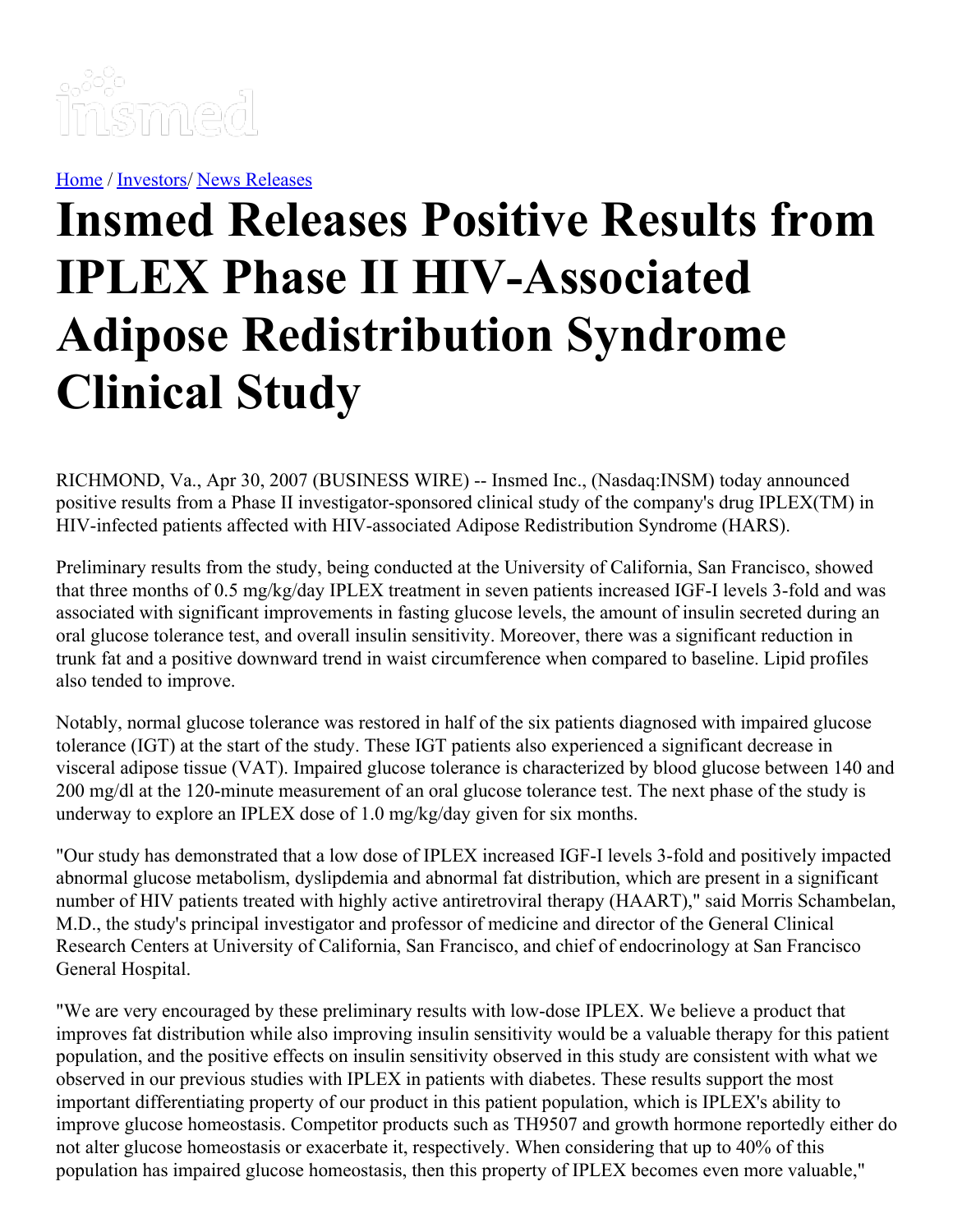[Home](#) / [Investors](#)/ [News Releases](#)

# Insmed Releases Positive Results from IPLEX Phase II HIV-Associated Adipose Redistribution Syndrome Clinical Study

RICHMOND, Va., Apr 30, 2007 (BUSINESS WIRE) -- Insmed Inc., (Nasdaq:INSM) today announced positive results from a Phase II investigator-sponsored clinical study of the company's drug IPLEX(TM) in HIV-infected patients affected with HIV-associated Adipose Redistribution Syndrome (HARS).

Preliminary results from the study, being conducted at the University of California, San Francisco, showed that three months of 0.5 mg/kg/day IPLEX treatment in seven patients increased IGF-I levels 3-fold and was associated with significant improvements in fasting glucose levels, the amount of insulin secreted during an oral glucose tolerance test, and overall insulin sensitivity. Moreover, there was a significant reduction in trunk fat and a positive downward trend in waist circumference when compared to baseline. Lipid profiles also tended to improve.

Notably, normal glucose tolerance was restored in half of the six patients diagnosed with impaired glucose tolerance (IGT) at the start of the study. These IGT patients also experienced a significant decrease in visceral adipose tissue (VAT). Impaired glucose tolerance is characterized by blood glucose between 140 and 200 mg/dl at the 120-minute measurement of an oral glucose tolerance test. The next phase of the study is underway to explore an IPLEX dose of 1.0 mg/kg/day given for six months.

"Our study has demonstrated that a low dose of IPLEX increased IGF-I levels 3-fold and positively impacted abnormal glucose metabolism, dyslipdemia and abnormal fat distribution, which are present in a significant number of HIV patients treated with highly active antiretroviral therapy (HAART)," said Morris Schambelan, M.D., the study's principal investigator and professor of medicine and director of the General Clinical Research Centers at University of California, San Francisco, and chief of endocrinology at San Francisco General Hospital.

"We are very encouraged by these preliminary results with low-dose IPLEX. We believe a product that improves fat distribution while also improving insulin sensitivity would be a valuable therapy for this patient population, and the positive effects on insulin sensitivity observed in this study are consistent with what we observed in our previous studies with IPLEX in patients with diabetes. These results support the most important differentiating property of our product in this patient population, which is IPLEX's ability to improve glucose homeostasis. Competitor products such as TH9507 and growth hormone reportedly either do not alter glucose homeostasis or exacerbate it, respectively. When considering that up to 40% of this population has impaired glucose homeostasis, then this property of IPLEX becomes even more valuable,"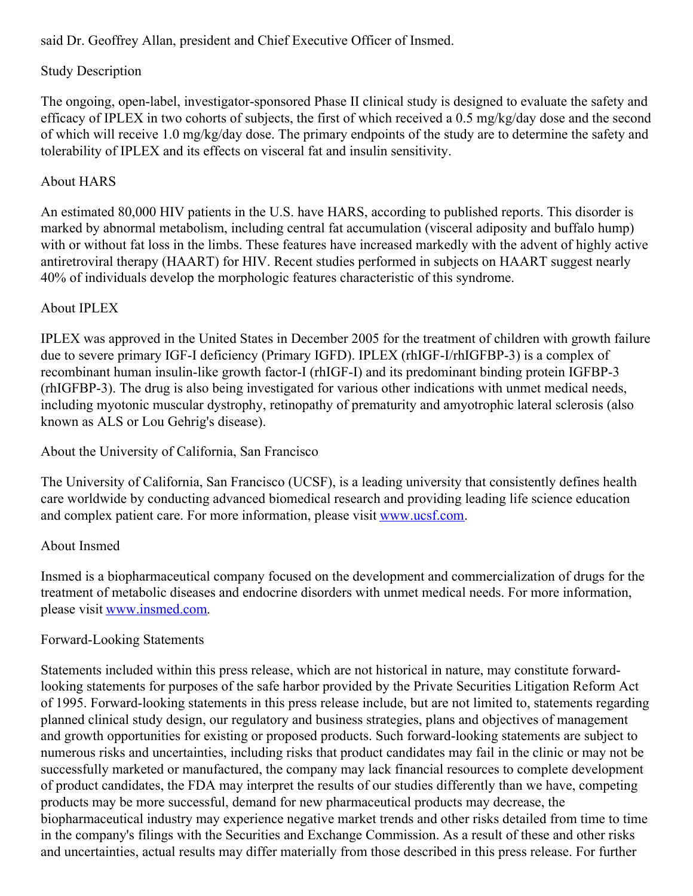said Dr. Geoffrey Allan, president and Chief Executive Officer of Insmed.

## Study Description

The ongoing, open-label, investigator-sponsored Phase II clinical study is designed to evaluate the safety and efficacy of IPLEX in two cohorts of subjects, the first of which received a 0.5 mg/kg/day dose and the second of which will receive 1.0 mg/kg/day dose. The primary endpoints of the study are to determine the safety and tolerability of IPLEX and its effects on visceral fat and insulin sensitivity.

## About HARS

An estimated 80,000 HIV patients in the U.S. have HARS, according to published reports. This disorder is marked by abnormal metabolism, including central fat accumulation (visceral adiposity and buffalo hump) with or without fat loss in the limbs. These features have increased markedly with the advent of highly active antiretroviral therapy (HAART) for HIV. Recent studies performed in subjects on HAART suggest nearly 40% of individuals develop the morphologic features characteristic of this syndrome.

## About IPLEX

IPLEX was approved in the United States in December 2005 for the treatment of children with growth failure due to severe primary IGF-I deficiency (Primary IGFD). IPLEX (rhIGF-I/rhIGFBP-3) is a complex of recombinant human insulin-like growth factor-I (rhIGF-I) and its predominant binding protein IGFBP-3 (rhIGFBP-3). The drug is also being investigated for various other indications with unmet medical needs, including myotonic muscular dystrophy, retinopathy of prematurity and amyotrophic lateral sclerosis (also known as ALS or Lou Gehrig's disease).

## About the University of California, San Francisco

The University of California, San Francisco (UCSF), is a leading university that consistently defines health care worldwide by conducting advanced biomedical research and providing leading life science education and complex patient care. For more information, please visit [www.ucsf.com](http://www.ucsf.com).

## About Insmed

Insmed is a biopharmaceutical company focused on the development and commercialization of drugs for the treatment of metabolic diseases and endocrine disorders with unmet medical needs. For more information, please visit [www.insmed.com](http://www.insmed.com).

## Forward-Looking Statements

Statements included within this press release, which are not historical in nature, may constitute forward-looking statements for purposes of the safe harbor provided by the Private Securities Litigation Reform Act of 1995. Forward-looking statements in this press release include, but are not limited to, statements regarding planned clinical study design, our regulatory and business strategies, plans and objectives of management and growth opportunities for existing or proposed products. Such forward-looking statements are subject to numerous risks and uncertainties, including risks that product candidates may fail in the clinic or may not be successfully marketed or manufactured, the company may lack financial resources to complete development of product candidates, the FDA may interpret the results of our studies differently than we have, competing products may be more successful, demand for new pharmaceutical products may decrease, the biopharmaceutical industry may experience negative market trends and other risks detailed from time to time in the company's filings with the Securities and Exchange Commission. As a result of these and other risks and uncertainties, actual results may differ materially from those described in this press release. For further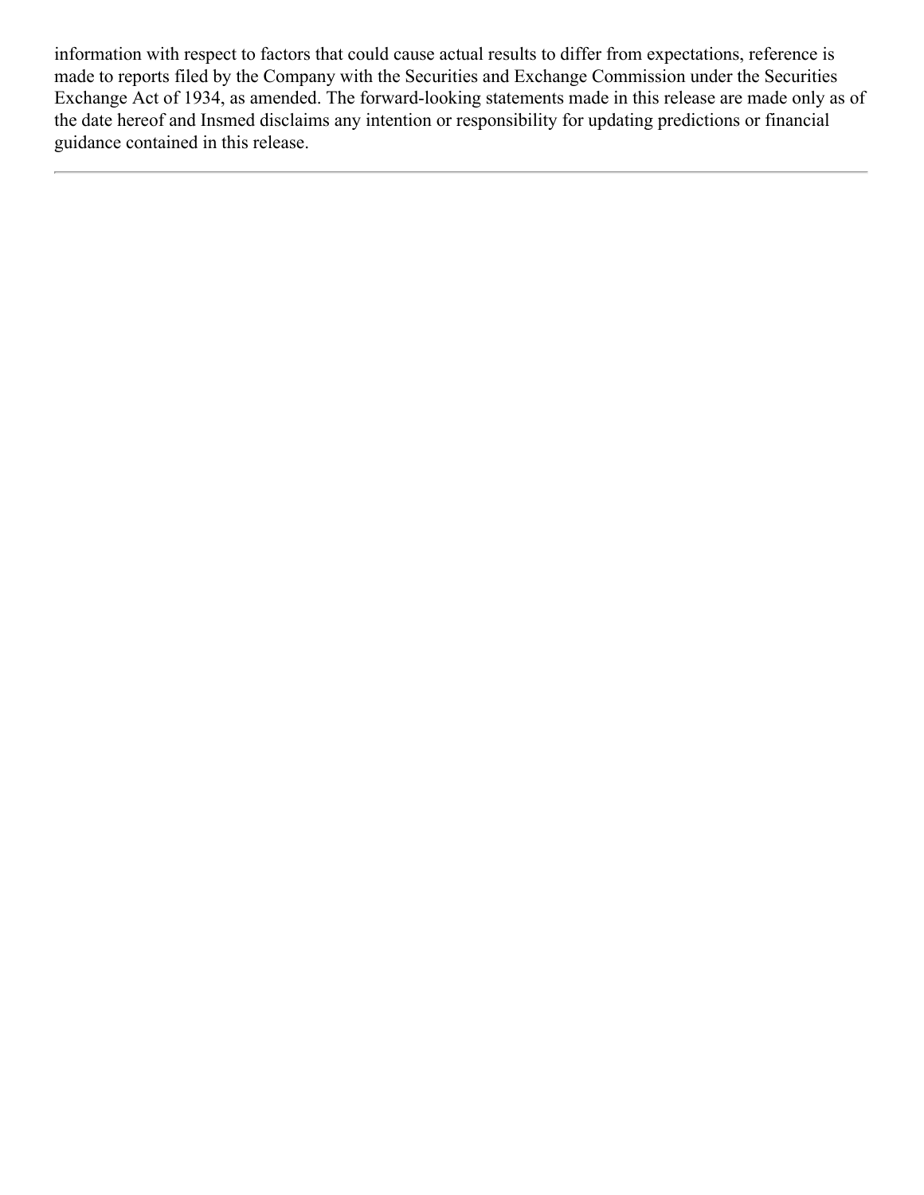information with respect to factors that could cause actual results to differ from expectations, reference is made to reports filed by the Company with the Securities and Exchange Commission under the Securities Exchange Act of 1934, as amended. The forward-looking statements made in this release are made only as of the date hereof and Insmed disclaims any intention or responsibility for updating predictions or financial guidance contained in this release.

---